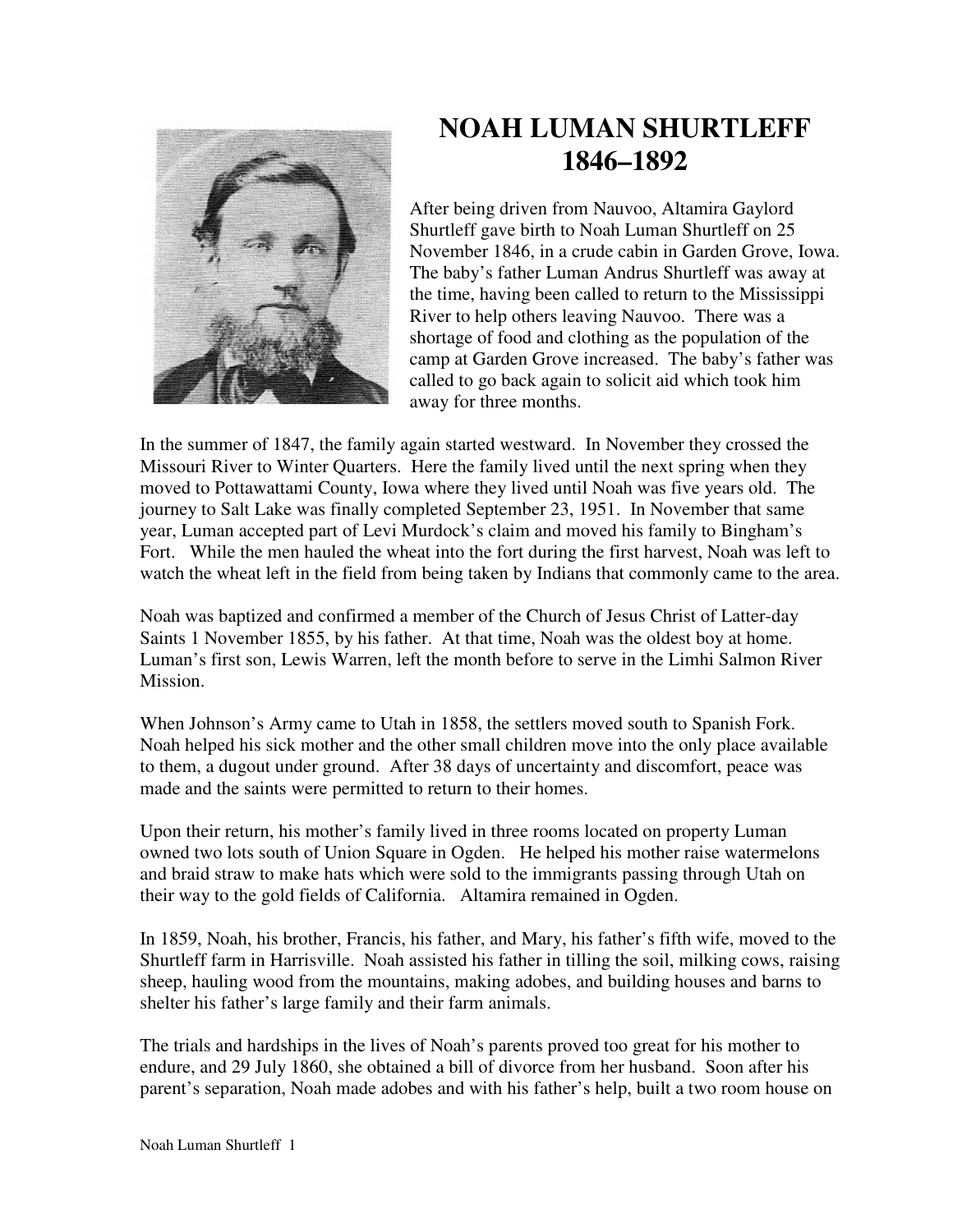# NOAH LUMAN SHURTLEFF
## 1846–1892

After being driven from Nauvoo, Altamira Gaylord Shurtleff gave birth to Noah Luman Shurtleff on 25 November 1846, in a crude cabin in Garden Grove, Iowa. The baby's father Luman Andrus Shurtleff was away at the time, having been called to return to the Mississippi River to help others leaving Nauvoo. There was a shortage of food and clothing as the population of the camp at Garden Grove increased. The baby's father was called to go back again to solicit aid which took him away for three months.

In the summer of 1847, the family again started westward. In November they crossed the Missouri River to Winter Quarters. Here the family lived until the next spring when they moved to Pottawattami County, Iowa where they lived until Noah was five years old. The journey to Salt Lake was finally completed September 23, 1951. In November that same year, Luman accepted part of Levi Murdock's claim and moved his family to Bingham's Fort. While the men hauled the wheat into the fort during the first harvest, Noah was left to watch the wheat left in the field from being taken by Indians that commonly came to the area.

Noah was baptized and confirmed a member of the Church of Jesus Christ of Latter-day Saints 1 November 1855, by his father. At that time, Noah was the oldest boy at home. Luman's first son, Lewis Warren, left the month before to serve in the Limhi Salmon River Mission.

When Johnson's Army came to Utah in 1858, the settlers moved south to Spanish Fork. Noah helped his sick mother and the other small children move into the only place available to them, a dugout under ground. After 38 days of uncertainty and discomfort, peace was made and the saints were permitted to return to their homes.

Upon their return, his mother's family lived in three rooms located on property Luman owned two lots south of Union Square in Ogden. He helped his mother raise watermelons and braid straw to make hats which were sold to the immigrants passing through Utah on their way to the gold fields of California. Altamira remained in Ogden.

In 1859, Noah, his brother, Francis, his father, and Mary, his father's fifth wife, moved to the Shurtleff farm in Harrisville. Noah assisted his father in tilling the soil, milking cows, raising sheep, hauling wood from the mountains, making adobes, and building houses and barns to shelter his father's large family and their farm animals.

The trials and hardships in the lives of Noah's parents proved too great for his mother to endure, and 29 July 1860, she obtained a bill of divorce from her husband. Soon after his parent's separation, Noah made adobes and with his father's help, built a two room house on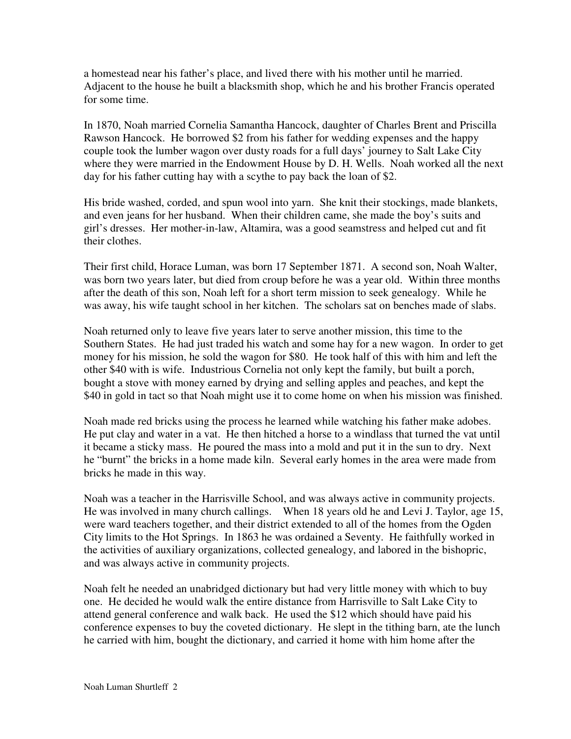a homestead near his father's place, and lived there with his mother until he married. Adjacent to the house he built a blacksmith shop, which he and his brother Francis operated for some time.

In 1870, Noah married Cornelia Samantha Hancock, daughter of Charles Brent and Priscilla Rawson Hancock. He borrowed $2 from his father for wedding expenses and the happy couple took the lumber wagon over dusty roads for a full days' journey to Salt Lake City where they were married in the Endowment House by D. H. Wells. Noah worked all the next day for his father cutting hay with a scythe to pay back the loan of $2.

His bride washed, corded, and spun wool into yarn. She knit their stockings, made blankets, and even jeans for her husband. When their children came, she made the boy's suits and girl's dresses. Her mother-in-law, Altamira, was a good seamstress and helped cut and fit their clothes.

Their first child, Horace Luman, was born 17 September 1871. A second son, Noah Walter, was born two years later, but died from croup before he was a year old. Within three months after the death of this son, Noah left for a short term mission to seek genealogy. While he was away, his wife taught school in her kitchen. The scholars sat on benches made of slabs.

Noah returned only to leave five years later to serve another mission, this time to the Southern States. He had just traded his watch and some hay for a new wagon. In order to get money for his mission, he sold the wagon for $80. He took half of this with him and left the other $40 with is wife. Industrious Cornelia not only kept the family, but built a porch, bought a stove with money earned by drying and selling apples and peaches, and kept the $40 in gold in tact so that Noah might use it to come home on when his mission was finished.

Noah made red bricks using the process he learned while watching his father make adobes. He put clay and water in a vat. He then hitched a horse to a windlass that turned the vat until it became a sticky mass. He poured the mass into a mold and put it in the sun to dry. Next he "burnt" the bricks in a home made kiln. Several early homes in the area were made from bricks he made in this way.

Noah was a teacher in the Harrisville School, and was always active in community projects. He was involved in many church callings. When 18 years old he and Levi J. Taylor, age 15, were ward teachers together, and their district extended to all of the homes from the Ogden City limits to the Hot Springs. In 1863 he was ordained a Seventy. He faithfully worked in the activities of auxiliary organizations, collected genealogy, and labored in the bishopric, and was always active in community projects.

Noah felt he needed an unabridged dictionary but had very little money with which to buy one. He decided he would walk the entire distance from Harrisville to Salt Lake City to attend general conference and walk back. He used the $12 which should have paid his conference expenses to buy the coveted dictionary. He slept in the tithing barn, ate the lunch he carried with him, bought the dictionary, and carried it home with him home after the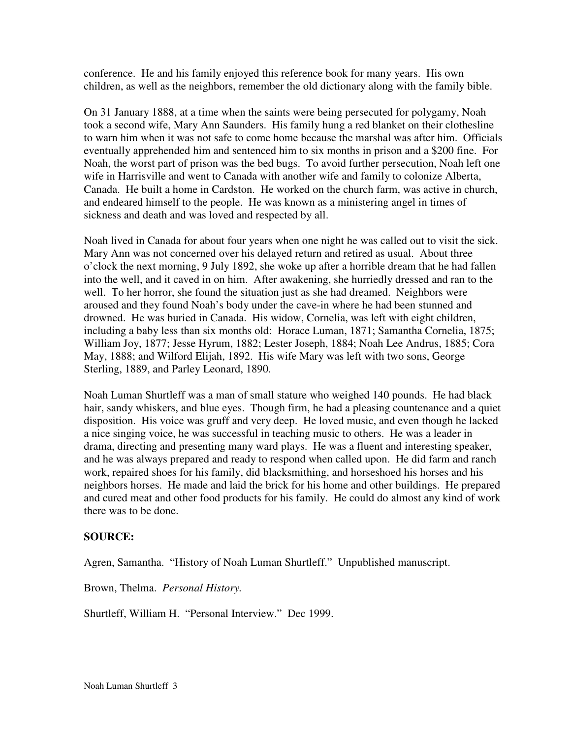conference. He and his family enjoyed this reference book for many years. His own children, as well as the neighbors, remember the old dictionary along with the family bible.

On 31 January 1888, at a time when the saints were being persecuted for polygamy, Noah took a second wife, Mary Ann Saunders. His family hung a red blanket on their clothesline to warn him when it was not safe to come home because the marshal was after him. Officials eventually apprehended him and sentenced him to six months in prison and a $200 fine. For Noah, the worst part of prison was the bed bugs. To avoid further persecution, Noah left one wife in Harrisville and went to Canada with another wife and family to colonize Alberta, Canada. He built a home in Cardston. He worked on the church farm, was active in church, and endeared himself to the people. He was known as a ministering angel in times of sickness and death and was loved and respected by all.

Noah lived in Canada for about four years when one night he was called out to visit the sick. Mary Ann was not concerned over his delayed return and retired as usual. About three o'clock the next morning, 9 July 1892, she woke up after a horrible dream that he had fallen into the well, and it caved in on him. After awakening, she hurriedly dressed and ran to the well. To her horror, she found the situation just as she had dreamed. Neighbors were aroused and they found Noah's body under the cave-in where he had been stunned and drowned. He was buried in Canada. His widow, Cornelia, was left with eight children, including a baby less than six months old: Horace Luman, 1871; Samantha Cornelia, 1875; William Joy, 1877; Jesse Hyrum, 1882; Lester Joseph, 1884; Noah Lee Andrus, 1885; Cora May, 1888; and Wilford Elijah, 1892. His wife Mary was left with two sons, George Sterling, 1889, and Parley Leonard, 1890.

Noah Luman Shurtleff was a man of small stature who weighed 140 pounds. He had black hair, sandy whiskers, and blue eyes. Though firm, he had a pleasing countenance and a quiet disposition. His voice was gruff and very deep. He loved music, and even though he lacked a nice singing voice, he was successful in teaching music to others. He was a leader in drama, directing and presenting many ward plays. He was a fluent and interesting speaker, and he was always prepared and ready to respond when called upon. He did farm and ranch work, repaired shoes for his family, did blacksmithing, and horseshoed his horses and his neighbors horses. He made and laid the brick for his home and other buildings. He prepared and cured meat and other food products for his family. He could do almost any kind of work there was to be done.

**SOURCE:**

Agren, Samantha. "History of Noah Luman Shurtleff." Unpublished manuscript.

Brown, Thelma. *Personal History.*

Shurtleff, William H. "Personal Interview." Dec 1999.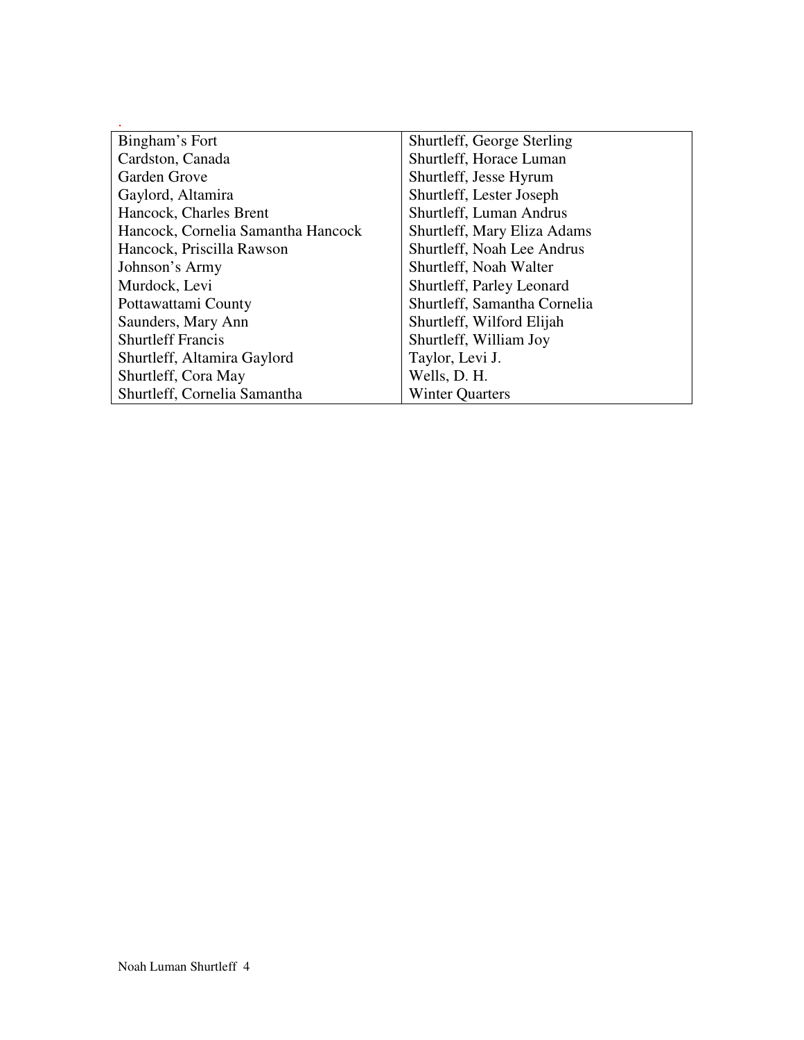.

| | |
|---|---|
| Bingham's Fort | Shurtleff, George Sterling |
| Cardston, Canada | Shurtleff, Horace Luman |
| Garden Grove | Shurtleff, Jesse Hyrum |
| Gaylord, Altamira | Shurtleff, Lester Joseph |
| Hancock, Charles Brent | Shurtleff, Luman Andrus |
| Hancock, Cornelia Samantha Hancock | Shurtleff, Mary Eliza Adams |
| Hancock, Priscilla Rawson | Shurtleff, Noah Lee Andrus |
| Johnson's Army | Shurtleff, Noah Walter |
| Murdock, Levi | Shurtleff, Parley Leonard |
| Pottawattami County | Shurtleff, Samantha Cornelia |
| Saunders, Mary Ann | Shurtleff, Wilford Elijah |
| Shurtleff Francis | Shurtleff, William Joy |
| Shurtleff, Altamira Gaylord | Taylor, Levi J. |
| Shurtleff, Cora May | Wells, D. H. |
| Shurtleff, Cornelia Samantha | Winter Quarters |